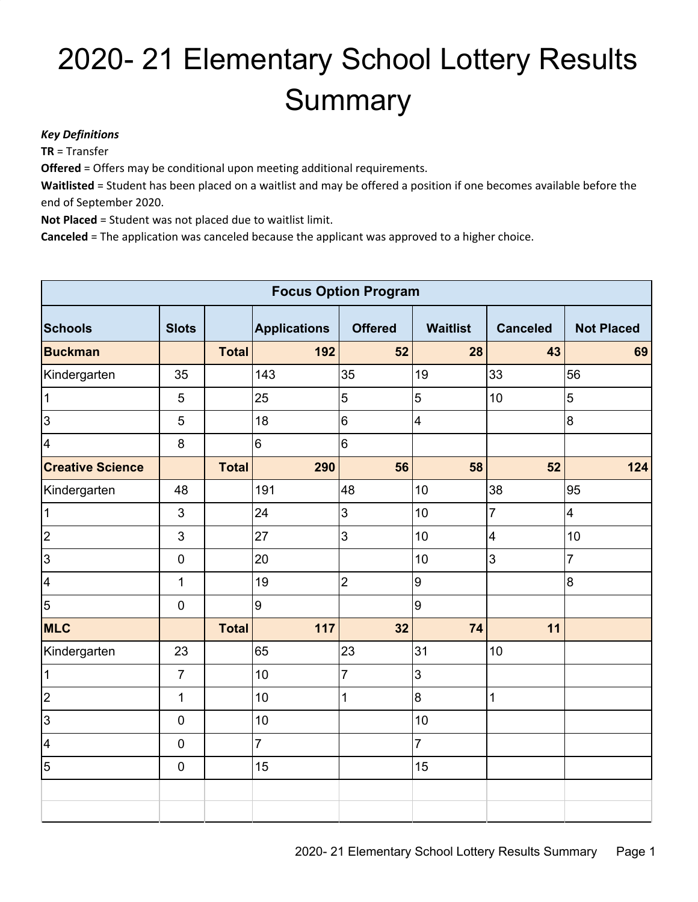# 2020- 21 Elementary School Lottery Results Summary

***Key Definitions***

**TR** = Transfer

**Offered** = Offers may be conditional upon meeting additional requirements.

**Waitlisted** = Student has been placed on a waitlist and may be offered a position if one becomes available before the end of September 2020.

**Not Placed** = Student was not placed due to waitlist limit.

**Canceled** = The application was canceled because the applicant was approved to a higher choice.

| Focus Option Program | | | | | | | |
|---|---|---|---|---|---|---|---|
| **Schools** | **Slots** | | **Applications** | **Offered** | **Waitlist** | **Canceled** | **Not Placed** |
| **Buckman** | | **Total** | **192** | **52** | **28** | **43** | **69** |
| Kindergarten | 35 | | 143 | 35 | 19 | 33 | 56 |
| 1 | 5 | | 25 | 5 | 5 | 10 | 5 |
| 3 | 5 | | 18 | 6 | 4 | | 8 |
| 4 | 8 | | 6 | 6 | | | |
| **Creative Science** | | **Total** | **290** | **56** | **58** | **52** | **124** |
| Kindergarten | 48 | | 191 | 48 | 10 | 38 | 95 |
| 1 | 3 | | 24 | 3 | 10 | 7 | 4 |
| 2 | 3 | | 27 | 3 | 10 | 4 | 10 |
| 3 | 0 | | 20 | | 10 | 3 | 7 |
| 4 | 1 | | 19 | 2 | 9 | | 8 |
| 5 | 0 | | 9 | | 9 | | |
| **MLC** | | **Total** | **117** | **32** | **74** | **11** | |
| Kindergarten | 23 | | 65 | 23 | 31 | 10 | |
| 1 | 7 | | 10 | 7 | 3 | | |
| 2 | 1 | | 10 | 1 | 8 | 1 | |
| 3 | 0 | | 10 | | 10 | | |
| 4 | 0 | | 7 | | 7 | | |
| 5 | 0 | | 15 | | 15 | | |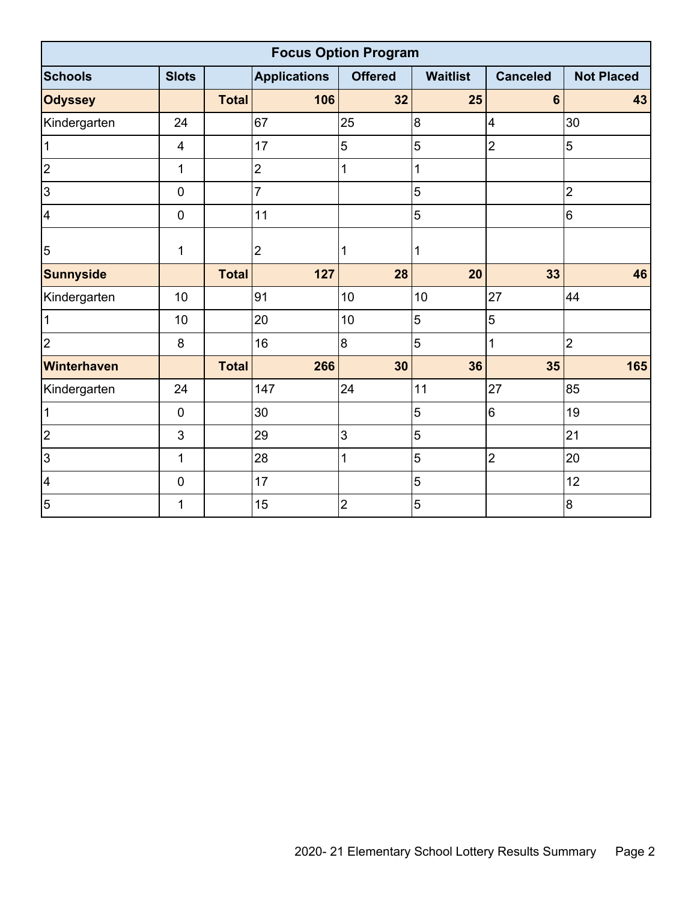| Focus Option Program | | | | | | | |
|---|---|---|---|---|---|---|---|
| **Schools** | **Slots** | | **Applications** | **Offered** | **Waitlist** | **Canceled** | **Not Placed** |
| **Odyssey** | | **Total** | **106** | **32** | **25** | **6** | **43** |
| Kindergarten | 24 | | 67 | 25 | 8 | 4 | 30 |
| 1 | 4 | | 17 | 5 | 5 | 2 | 5 |
| 2 | 1 | | 2 | 1 | 1 | | |
| 3 | 0 | | 7 | | 5 | | 2 |
| 4 | 0 | | 11 | | 5 | | 6 |
| 5 | 1 | | 2 | 1 | 1 | | |
| **Sunnyside** | | **Total** | **127** | **28** | **20** | **33** | **46** |
| Kindergarten | 10 | | 91 | 10 | 10 | 27 | 44 |
| 1 | 10 | | 20 | 10 | 5 | 5 | |
| 2 | 8 | | 16 | 8 | 5 | 1 | 2 |
| **Winterhaven** | | **Total** | **266** | **30** | **36** | **35** | **165** |
| Kindergarten | 24 | | 147 | 24 | 11 | 27 | 85 |
| 1 | 0 | | 30 | | 5 | 6 | 19 |
| 2 | 3 | | 29 | 3 | 5 | | 21 |
| 3 | 1 | | 28 | 1 | 5 | 2 | 20 |
| 4 | 0 | | 17 | | 5 | | 12 |
| 5 | 1 | | 15 | 2 | 5 | | 8 |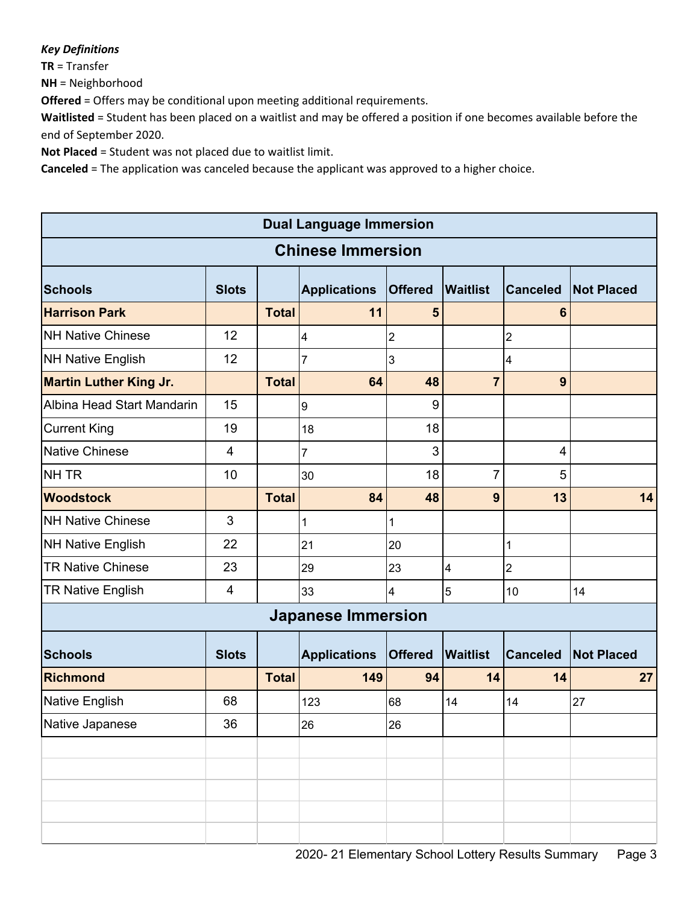***Key Definitions***

**TR** = Transfer

**NH** = Neighborhood

**Offered** = Offers may be conditional upon meeting additional requirements.

**Waitlisted** = Student has been placed on a waitlist and may be offered a position if one becomes available before the end of September 2020.

**Not Placed** = Student was not placed due to waitlist limit.

**Canceled** = The application was canceled because the applicant was approved to a higher choice.

| Dual Language Immersion | | | | | | | |
|---|---|---|---|---|---|---|---|
| **Chinese Immersion** | | | | | | | |
| **Schools** | **Slots** | | **Applications** | **Offered** | **Waitlist** | **Canceled** | **Not Placed** |
| **Harrison Park** | | **Total** | **11** | **5** | | **6** | |
| NH Native Chinese | 12 | | 4 | 2 | | 2 | |
| NH Native English | 12 | | 7 | 3 | | 4 | |
| **Martin Luther King Jr.** | | **Total** | **64** | **48** | **7** | **9** | |
| Albina Head Start Mandarin | 15 | | 9 | 9 | | | |
| Current King | 19 | | 18 | 18 | | | |
| Native Chinese | 4 | | 7 | 3 | | 4 | |
| NH TR | 10 | | 30 | 18 | 7 | 5 | |
| **Woodstock** | | **Total** | **84** | **48** | **9** | **13** | **14** |
| NH Native Chinese | 3 | | 1 | 1 | | | |
| NH Native English | 22 | | 21 | 20 | | 1 | |
| TR Native Chinese | 23 | | 29 | 23 | 4 | 2 | |
| TR Native English | 4 | | 33 | 4 | 5 | 10 | 14 |
| **Japanese Immersion** | | | | | | | |
| **Schools** | **Slots** | | **Applications** | **Offered** | **Waitlist** | **Canceled** | **Not Placed** |
| **Richmond** | | **Total** | **149** | **94** | **14** | **14** | **27** |
| Native English | 68 | | 123 | 68 | 14 | 14 | 27 |
| Native Japanese | 36 | | 26 | 26 | | | |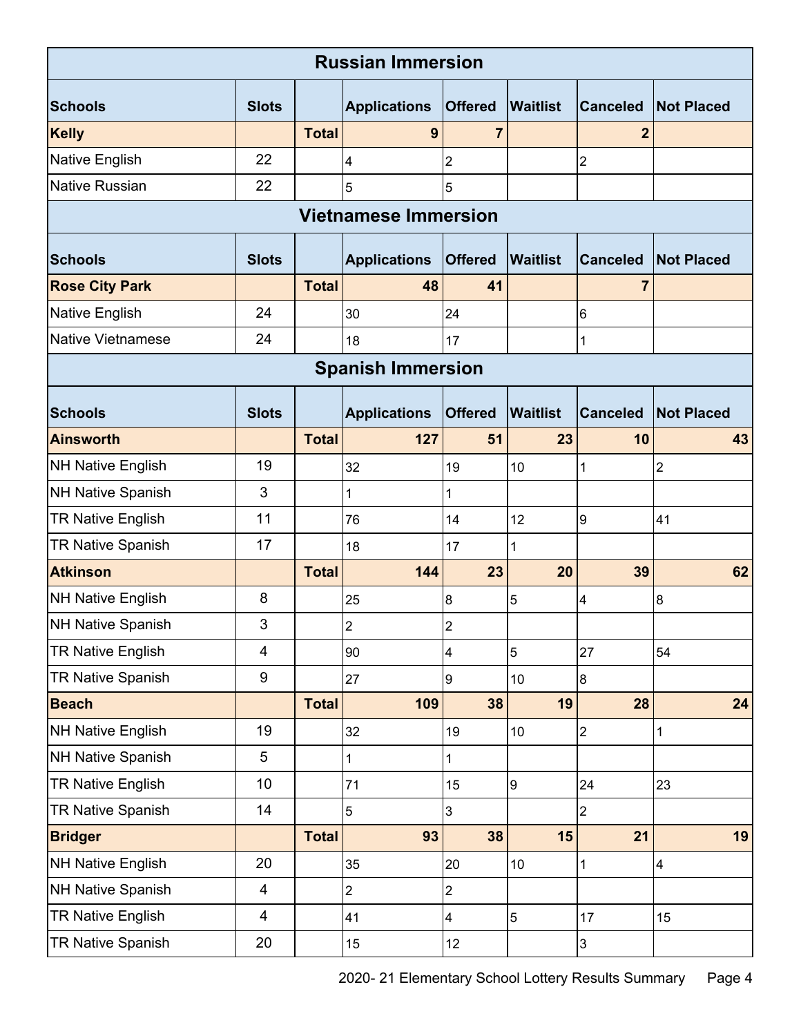## Russian Immersion

| Schools | Slots | | Applications | Offered | Waitlist | Canceled | Not Placed |
|---|---|---|---|---|---|---|---|
| **Kelly** | | **Total** | **9** | **7** | | **2** | |
| Native English | 22 | | 4 | 2 | | 2 | |
| Native Russian | 22 | | 5 | 5 | | | |

## Vietnamese Immersion

| Schools | Slots | | Applications | Offered | Waitlist | Canceled | Not Placed |
|---|---|---|---|---|---|---|---|
| **Rose City Park** | | **Total** | **48** | **41** | | **7** | |
| Native English | 24 | | 30 | 24 | | 6 | |
| Native Vietnamese | 24 | | 18 | 17 | | 1 | |

## Spanish Immersion

| Schools | Slots | | Applications | Offered | Waitlist | Canceled | Not Placed |
|---|---|---|---|---|---|---|---|
| **Ainsworth** | | **Total** | **127** | **51** | **23** | **10** | **43** |
| NH Native English | 19 | | 32 | 19 | 10 | 1 | 2 |
| NH Native Spanish | 3 | | 1 | 1 | | | |
| TR Native English | 11 | | 76 | 14 | 12 | 9 | 41 |
| TR Native Spanish | 17 | | 18 | 17 | 1 | | |
| **Atkinson** | | **Total** | **144** | **23** | **20** | **39** | **62** |
| NH Native English | 8 | | 25 | 8 | 5 | 4 | 8 |
| NH Native Spanish | 3 | | 2 | 2 | | | |
| TR Native English | 4 | | 90 | 4 | 5 | 27 | 54 |
| TR Native Spanish | 9 | | 27 | 9 | 10 | 8 | |
| **Beach** | | **Total** | **109** | **38** | **19** | **28** | **24** |
| NH Native English | 19 | | 32 | 19 | 10 | 2 | 1 |
| NH Native Spanish | 5 | | 1 | 1 | | | |
| TR Native English | 10 | | 71 | 15 | 9 | 24 | 23 |
| TR Native Spanish | 14 | | 5 | 3 | | 2 | |
| **Bridger** | | **Total** | **93** | **38** | **15** | **21** | **19** |
| NH Native English | 20 | | 35 | 20 | 10 | 1 | 4 |
| NH Native Spanish | 4 | | 2 | 2 | | | |
| TR Native English | 4 | | 41 | 4 | 5 | 17 | 15 |
| TR Native Spanish | 20 | | 15 | 12 | | 3 | |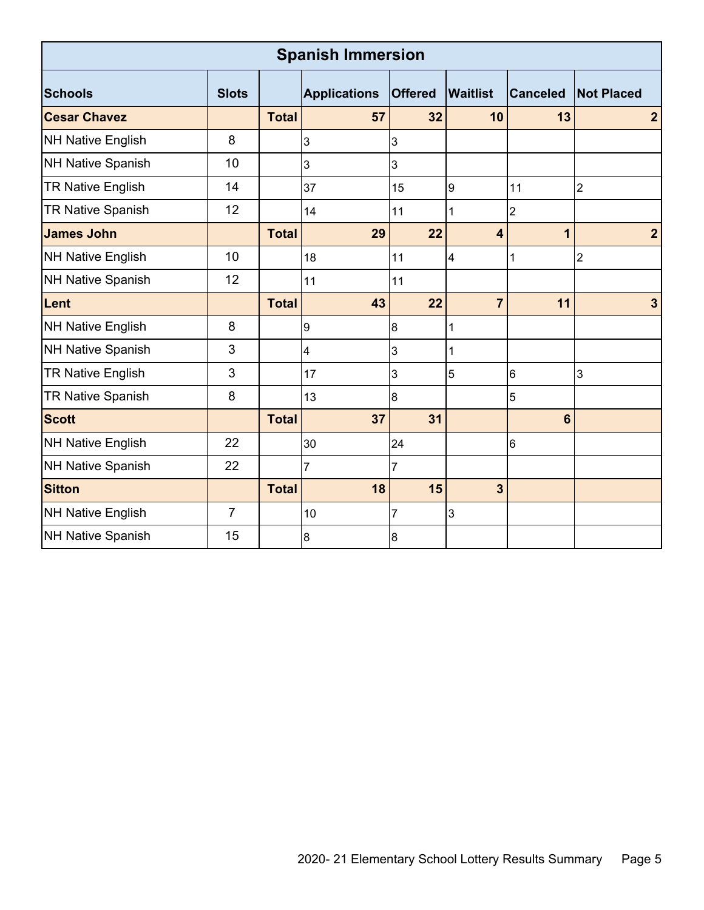| Spanish Immersion | | | | | | | |
|---|---|---|---|---|---|---|---|
| **Schools** | **Slots** | | **Applications** | **Offered** | **Waitlist** | **Canceled** | **Not Placed** |
| **Cesar Chavez** | | **Total** | **57** | **32** | **10** | **13** | **2** |
| NH Native English | 8 | | 3 | 3 | | | |
| NH Native Spanish | 10 | | 3 | 3 | | | |
| TR Native English | 14 | | 37 | 15 | 9 | 11 | 2 |
| TR Native Spanish | 12 | | 14 | 11 | 1 | 2 | |
| **James John** | | **Total** | **29** | **22** | **4** | **1** | **2** |
| NH Native English | 10 | | 18 | 11 | 4 | 1 | 2 |
| NH Native Spanish | 12 | | 11 | 11 | | | |
| **Lent** | | **Total** | **43** | **22** | **7** | **11** | **3** |
| NH Native English | 8 | | 9 | 8 | 1 | | |
| NH Native Spanish | 3 | | 4 | 3 | 1 | | |
| TR Native English | 3 | | 17 | 3 | 5 | 6 | 3 |
| TR Native Spanish | 8 | | 13 | 8 | | 5 | |
| **Scott** | | **Total** | **37** | **31** | | **6** | |
| NH Native English | 22 | | 30 | 24 | | 6 | |
| NH Native Spanish | 22 | | 7 | 7 | | | |
| **Sitton** | | **Total** | **18** | **15** | **3** | | |
| NH Native English | 7 | | 10 | 7 | 3 | | |
| NH Native Spanish | 15 | | 8 | 8 | | | |